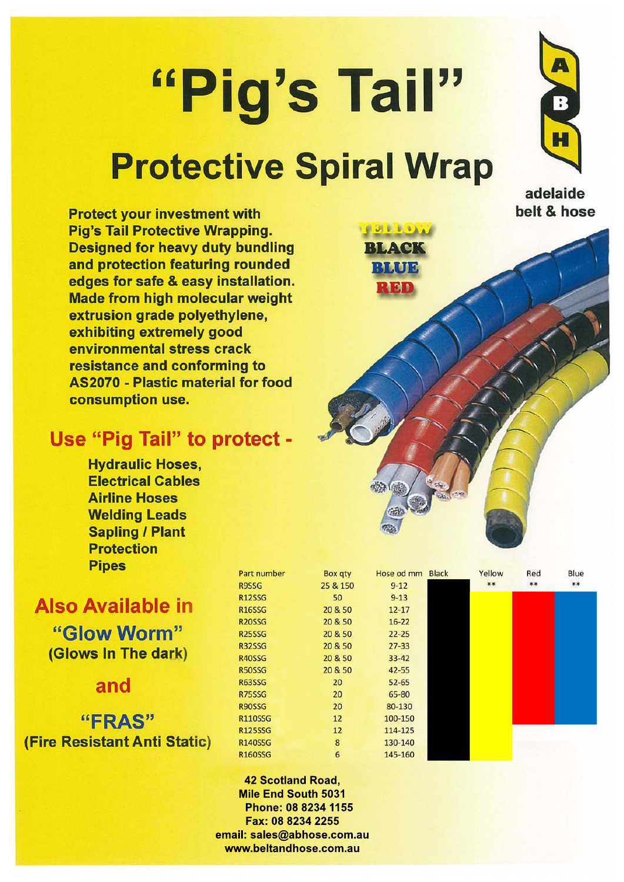# "Pig's Tail"

## Protective Spiral Wrap

adelaide belt & hose

**Protect your investment with Pig's Tail Protective Wrapping. Designed for heavy duty bundling and protection featuring rounded edges for safe & easy installation. Made from high molecular weight extrusion grade polyethylene, exhibiting extremely good environmental stress crack resistance and conforming to AS2070 - Plastic material for food consumption use.**

YELLOW
BLACK
BLUE
RED

## Use "Pig Tail" to protect -

- Hydraulic Hoses,
- Electrical Cables
- Airline Hoses
- Welding Leads
- Sapling / Plant Protection
- Pipes

## Also Available in

### "Glow Worm"
(Glows In The dark)

### and

### "FRAS"
(Fire Resistant Anti Static)

| Part number | Box qty | Hose od mm | Black | Yellow | Red | Blue |
|---|---|---|---|---|---|---|
| R9SSG | 25 & 150 | 9-12 | ■ | ** | ** | ** |
| R12SSG | 50 | 9-13 | ■ | ■ | ■ | ■ |
| R16SSG | 20 & 50 | 12-17 | ■ | ■ | ■ | ■ |
| R20SSG | 20 & 50 | 16-22 | ■ | ■ | ■ | ■ |
| R25SSG | 20 & 50 | 22-25 | ■ | ■ | ■ | ■ |
| R32SSG | 20 & 50 | 27-33 | ■ | ■ | ■ | ■ |
| R40SSG | 20 & 50 | 33-42 | ■ | ■ | ■ | ■ |
| R50SSG | 20 & 50 | 42-55 | ■ | ■ | ■ | ■ |
| R63SSG | 20 | 52-65 | ■ | ■ | ■ | ■ |
| R75SSG | 20 | 65-80 | ■ | ■ | ■ | ■ |
| R90SSG | 20 | 80-130 | ■ | ■ | ■ | ■ |
| R110SSG | 12 | 100-150 | ■ | ■ | ■ | ■ |
| R125SSG | 12 | 114-125 | ■ | ■ | | |
| R140SSG | 8 | 130-140 | ■ | ■ | | |
| R160SSG | 6 | 145-160 | ■ | ■ | | |

42 Scotland Road,
Mile End South 5031
Phone: 08 8234 1155
Fax: 08 8234 2255
email: sales@abhose.com.au
www.beltandhose.com.au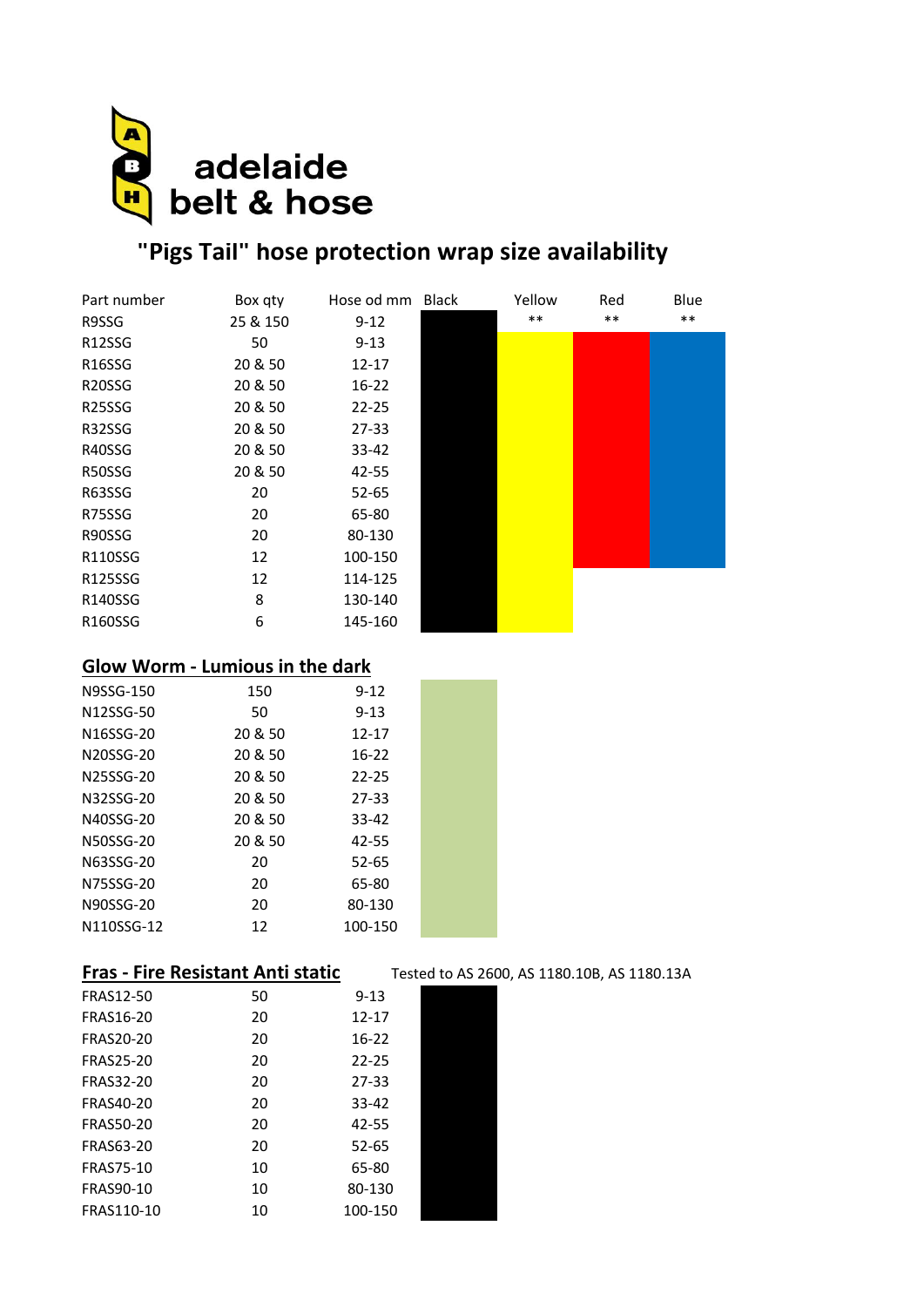adelaide belt & hose

# "Pigs Tail" hose protection wrap size availability

| Part number | Box qty | Hose od mm | Black | Yellow | Red | Blue |
|---|---|---|---|---|---|---|
| R9SSG | 25 & 150 | 9-12 | | ** | ** | ** |
| R12SSG | 50 | 9-13 | | | | |
| R16SSG | 20 & 50 | 12-17 | | | | |
| R20SSG | 20 & 50 | 16-22 | | | | |
| R25SSG | 20 & 50 | 22-25 | | | | |
| R32SSG | 20 & 50 | 27-33 | | | | |
| R40SSG | 20 & 50 | 33-42 | | | | |
| R50SSG | 20 & 50 | 42-55 | | | | |
| R63SSG | 20 | 52-65 | | | | |
| R75SSG | 20 | 65-80 | | | | |
| R90SSG | 20 | 80-130 | | | | |
| R110SSG | 12 | 100-150 | | | | |
| R125SSG | 12 | 114-125 | | | | |
| R140SSG | 8 | 130-140 | | | | |
| R160SSG | 6 | 145-160 | | | | |

## Glow Worm - Lumious in the dark

| | | |
|---|---|---|
| N9SSG-150 | 150 | 9-12 |
| N12SSG-50 | 50 | 9-13 |
| N16SSG-20 | 20 & 50 | 12-17 |
| N20SSG-20 | 20 & 50 | 16-22 |
| N25SSG-20 | 20 & 50 | 22-25 |
| N32SSG-20 | 20 & 50 | 27-33 |
| N40SSG-20 | 20 & 50 | 33-42 |
| N50SSG-20 | 20 & 50 | 42-55 |
| N63SSG-20 | 20 | 52-65 |
| N75SSG-20 | 20 | 65-80 |
| N90SSG-20 | 20 | 80-130 |
| N110SSG-12 | 12 | 100-150 |

## Fras - Fire Resistant Anti static

Tested to AS 2600, AS 1180.10B, AS 1180.13A

| | | |
|---|---|---|
| FRAS12-50 | 50 | 9-13 |
| FRAS16-20 | 20 | 12-17 |
| FRAS20-20 | 20 | 16-22 |
| FRAS25-20 | 20 | 22-25 |
| FRAS32-20 | 20 | 27-33 |
| FRAS40-20 | 20 | 33-42 |
| FRAS50-20 | 20 | 42-55 |
| FRAS63-20 | 20 | 52-65 |
| FRAS75-10 | 10 | 65-80 |
| FRAS90-10 | 10 | 80-130 |
| FRAS110-10 | 10 | 100-150 |